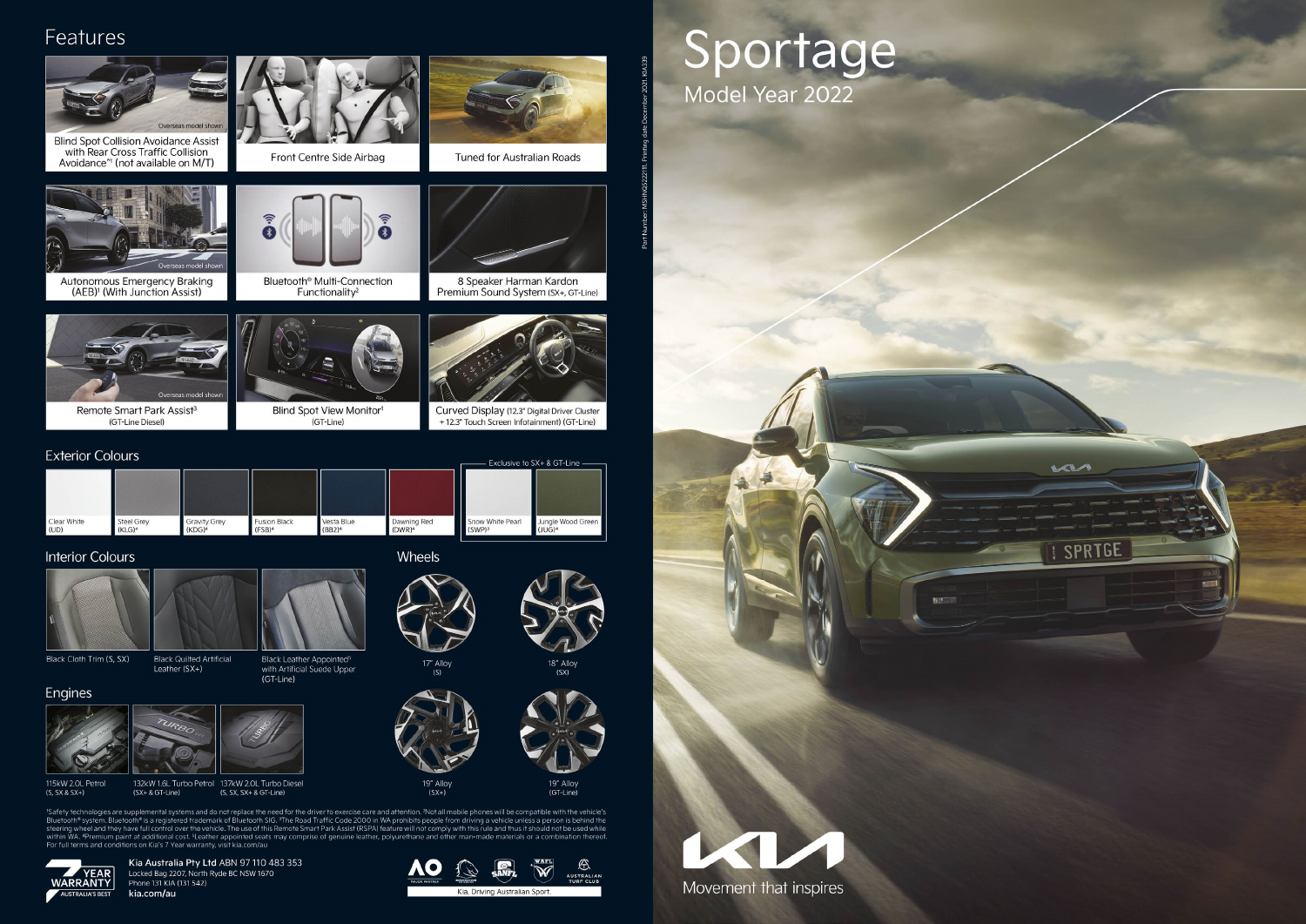# Sportage

## Model Year 2022

## Features

- Blind Spot Collision Avoidance Assist with Rear Cross Traffic Collision Avoidance*[1] (not available on M/T)
- Front Centre Side Airbag
- Tuned for Australian Roads
- Autonomous Emergency Braking (AEB)[1] (With Junction Assist)
- Bluetooth® Multi-Connection Functionality[2]
- 8 Speaker Harman Kardon Premium Sound System (SX+, GT-Line)
- Remote Smart Park Assist[3] (GT-Line Diesel)
- Blind Spot View Monitor[1] (GT-Line)
- Curved Display (12.3" Digital Driver Cluster + 12.3" Touch Screen Infotainment) (GT-Line)

Overseas model shown

## Exterior Colours

- Clear White (UD)
- Steel Grey (KLG)[4]
- Gravity Grey (KDG)[4]
- Fusion Black (FSB)[4]
- Vesta Blue (BB2)[4]
- Dawning Red (DWR)[4]

Exclusive to SX+ & GT-Line

- Snow White Pearl (SWP)[4]
- Jungle Wood Green (JUG)[4]

## Interior Colours

- Black Cloth Trim (S, SX)
- Black Quilted Artificial Leather (SX+)
- Black Leather Appointed[5] with Artificial Suede Upper (GT-Line)

## Wheels

- 17" Alloy (S)
- 18" Alloy (SX)
- 19" Alloy (SX+)
- 19" Alloy (GT-Line)

## Engines

- 115kW 2.0L Petrol (S, SX & SX+)
- 132kW 1.6L Turbo Petrol (SX+ & GT-Line)
- 137kW 2.0L Turbo Diesel (S, SX, SX+ & GT-Line)

[1]Safety technologies are supplemental systems and do not replace the need for the driver to exercise care and attention. [2]Not all mobile phones will be compatible with the vehicle's Bluetooth® system. Bluetooth® is a registered trademark of Bluetooth SIG. [3]The Road Traffic Code 2000 in WA prohibits people from driving a vehicle unless a person is behind the steering wheel and they have full control over the vehicle. The use of this Remote Smart Park Assist (RSPA) feature will not comply with this rule and thus it should not be used while within WA. [4]Premium paint at additional cost. [5]Leather appointed seats may comprise of genuine leather, polyurethane and other man-made materials or a combination thereof. For full terms and conditions on Kia's 7 Year warranty, visit kia.com/au

7 YEAR WARRANTY — AUSTRALIA'S BEST

**Kia Australia Pty Ltd** ABN 97 110 483 353
Locked Bag 2207, North Ryde BC NSW 1670
Phone 131 KIA (131 542)
kia.com/au

Kia. Driving Australian Sport.

Part Number: MSHNQ022211. Printing date December 2021. KIA339

Movement that inspires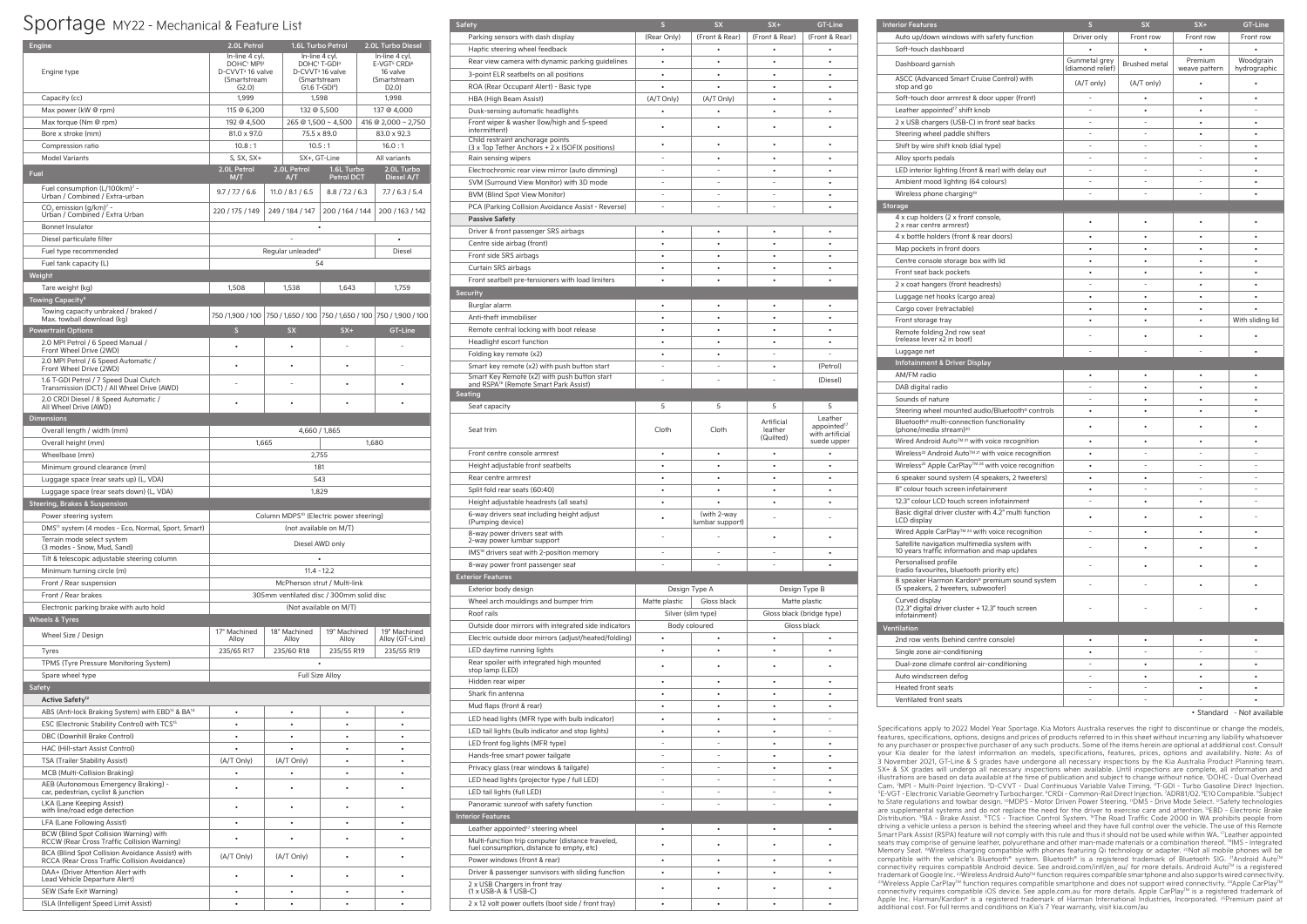# Sportage MY22 - Mechanical & Feature List

## Engine

| Engine | 2.0L Petrol | 1.6L Turbo Petrol | 2.0L Turbo Diesel |
|---|---|---|---|
| Engine type | In-line 4 cyl. DOHC[1] MPI[2] D-CVVT[3] 16 valve (Smartstream G2.0) | In-line 4 cyl. DOHC[1] T-GDI[4] D-CVVT[3] 16 valve (Smartstream G1.6 T-GDI[4]) | In-line 4 cyl. E-VGT[5] CRDi[6] 16 valve (Smartstream D2.0) |
| Capacity (cc) | 1,999 | 1,598 | 1,998 |
| Max power (kW @ rpm) | 115 @ 6,200 | 132 @ 5,500 | 137 @ 4,000 |
| Max torque (Nm @ rpm) | 192 @ 4,500 | 265 @ 1,500 - 4,500 | 416 @ 2,000 - 2,750 |
| Bore x stroke (mm) | 81.0 x 97.0 | 75.5 x 89.0 | 83.0 x 92.3 |
| Compression ratio | 10.8 : 1 | 10.5 : 1 | 16.0 : 1 |
| Model Variants | S, SX, SX+ | SX+, GT-Line | All variants |

## Fuel

| Fuel | 2.0L Petrol M/T | 2.0L Petrol A/T | 1.6L Turbo Petrol DCT | 2.0L Turbo Diesel A/T |
|---|---|---|---|---|
| Fuel consumption (L/100km)[7] - Urban / Combined / Extra-urban | 9.7 / 7.7 / 6.6 | 11.0 / 8.1 / 6.5 | 8.8 / 7.2 / 6.3 | 7.7 / 6.3 / 5.4 |
| $CO_2$ emission (g/km)[7] - Urban / Combined / Extra Urban | 220 / 175 / 149 | 249 / 184 / 147 | 200 / 164 / 144 | 200 / 163 / 142 |
| Bonnet Insulator | • | | | |
| Diesel particulate filter | - | | | • |
| Fuel type recommended | Regular unleaded[8] | | | Diesel |
| Fuel tank capacity (L) | 54 | | | |

## Weight

| Weight | 2.0L Petrol M/T | 2.0L Petrol A/T | 1.6L Turbo Petrol DCT | 2.0L Turbo Diesel A/T |
|---|---|---|---|---|
| Tare weight (kg) | 1,508 | 1,538 | 1,643 | 1,759 |

## Towing Capacity[9]

| Towing Capacity[9] | 2.0L Petrol M/T | 2.0L Petrol A/T | 1.6L Turbo Petrol DCT | 2.0L Turbo Diesel A/T |
|---|---|---|---|---|
| Towing capacity unbraked / braked / Max. towball download (kg) | 750 /1,900 / 100 | 750 / 1,650 / 100 | 750 / 1,650 / 100 | 750 / 1,900 / 100 |

## Powertrain Options

| Powertrain Options | S | SX | SX+ | GT-Line |
|---|---|---|---|---|
| 2.0 MPI Petrol / 6 Speed Manual / Front Wheel Drive (2WD) | • | • | - | - |
| 2.0 MPI Petrol / 6 Speed Automatic / Front Wheel Drive (2WD) | • | • | • | - |
| 1.6 T-GDI Petrol / 7 Speed Dual Clutch Transmission (DCT) / All Wheel Drive (AWD) | - | - | • | • |
| 2.0 CRDI Diesel / 8 Speed Automatic / All Wheel Drive (AWD) | • | • | • | • |

## Dimensions

| Dimensions | S | SX | SX+ | GT-Line |
|---|---|---|---|---|
| Overall length / width (mm) | 4,660 / 1,865 | | | |
| Overall height (mm) | 1,665 | | 1,680 | |
| Wheelbase (mm) | 2,755 | | | |
| Minimum ground clearance (mm) | 181 | | | |
| Luggage space (rear seats up) (L, VDA) | 543 | | | |
| Luggage space (rear seats down) (L, VDA) | 1,829 | | | |

## Steering, Brakes & Suspension

| Steering, Brakes & Suspension | |
|---|---|
| Power steering system | Column MDPS[10] (Electric power steering) |
| DMS[11] system (4 modes - Eco, Normal, Sport, Smart) | (not available on M/T) |
| Terrain mode select system (3 modes - Snow, Mud, Sand) | Diesel AWD only |
| Tilt & telescopic adjustable steering column | • |
| Minimum turning circle (m) | 11.4 - 12.2 |
| Front / Rear suspension | McPherson strut / Multi-link |
| Front / Rear brakes | 305mm ventilated disc / 300mm solid disc |
| Electronic parking brake with auto hold | (Not available on M/T) |

## Wheels & Tyres

| Wheels & Tyres | S | SX | SX+ | GT-Line |
|---|---|---|---|---|
| Wheel Size / Design | 17" Machined Alloy | 18" Machined Alloy | 19" Machined Alloy | 19" Machined Alloy (GT-Line) |
| Tyres | 235/65 R17 | 235/60 R18 | 235/55 R19 | 235/55 R19 |
| TPMS (Tyre Pressure Monitoring System) | • | | | |
| Spare wheel type | Full Size Alloy | | | |

## Safety

| Safety | S | SX | SX+ | GT-Line |
|---|---|---|---|---|
| **Active Safety[12]** | | | | |
| ABS (Anti-lock Braking System) with EBD[13] & BA[14] | • | • | • | • |
| ESC (Electronic Stability Control) with TCS[15] | • | • | • | • |
| DBC (Downhill Brake Control) | • | • | • | • |
| HAC (Hill-start Assist Control) | • | • | • | • |
| TSA (Trailer Stability Assist) | (A/T Only) | (A/T Only) | • | • |
| MCB (Multi-Collision Braking) | • | • | • | • |
| AEB (Autonomous Emergency Braking) - car, pedestrian, cyclist & junction | • | • | • | • |
| LKA (Lane Keeping Assist) with line/road edge detection | • | • | • | • |
| LFA (Lane Following Assist) | • | • | • | • |
| BCW (Blind Spot Collision Warning) with RCCW (Rear Cross Traffic Collision Warning) | • | • | • | • |
| BCA (Blind Spot Collision Avoidance Assist) with RCCA (Rear Cross Traffic Collision Avoidance) | (A/T Only) | (A/T Only) | • | • |
| DAA+ (Driver Attention Alert with Lead Vehicle Departure Alert) | • | • | • | • |
| SEW (Safe Exit Warning) | • | • | • | • |
| ISLA (Intelligent Speed Limit Assist) | • | • | • | • |
| Parking sensors with dash display | (Rear Only) | (Front & Rear) | (Front & Rear) | (Front & Rear) |
| Haptic steering wheel feedback | • | • | • | • |
| Rear view camera with dynamic parking guidelines | • | • | • | • |
| 3-point ELR seatbelts on all positions | • | • | • | • |
| ROA (Rear Occupant Alert) - Basic type | • | • | • | • |
| HBA (High Beam Assist) | (A/T Only) | (A/T Only) | • | • |
| Dusk-sensing automatic headlights | • | • | • | • |
| Front wiper & washer (low/high and 5-speed intermittent) | • | • | • | • |
| Child restraint anchorage points (3 x Top Tether Anchors + 2 x ISOFIX positions) | • | • | • | • |
| Rain sensing wipers | - | • | • | • |
| Electrochromic rear view mirror (auto dimming) | - | • | • | • |
| SVM (Surround View Monitor) with 3D mode | - | - | • | • |
| BVM (Blind Spot View Monitor) | - | - | • | • |
| PCA (Parking Collision Avoidance Assist - Reverse) | - | - | - | • |
| **Passive Safety** | | | | |
| Driver & front passenger SRS airbags | • | • | • | • |
| Centre side airbag (front) | • | • | • | • |
| Front side SRS airbags | • | • | • | • |
| Curtain SRS airbags | • | • | • | • |
| Front seatbelt pre-tensioners with load limiters | • | • | • | • |

## Security

| Security | S | SX | SX+ | GT-Line |
|---|---|---|---|---|
| Burglar alarm | • | • | • | • |
| Anti-theft immobiliser | • | • | • | • |
| Remote central locking with boot release | • | • | • | • |
| Headlight escort function | • | • | • | • |
| Folding key remote (x2) | • | • | - | - |
| Smart key remote (x2) with push button start | - | - | • | (Petrol) |
| Smart Key Remote (x2) with push button start and RSPA[16] (Remote Smart Park Assist) | - | - | - | (Diesel) |

## Seating

| Seating | S | SX | SX+ | GT-Line |
|---|---|---|---|---|
| Seat capacity | 5 | 5 | 5 | 5 |
| Seat trim | Cloth | Cloth | Artificial leather (Quilted) | Leather appointed[17] with artificial suede upper |
| Front centre console armrest | • | • | • | • |
| Height adjustable front seatbelts | • | • | • | • |
| Rear centre armrest | • | • | • | • |
| Split fold rear seats (60:40) | • | • | • | • |
| Height adjustable headrests (all seats) | • | • | • | • |
| 6-way drivers seat including height adjust (Pumping device) | • | (with 2-way lumbar support) | - | - |
| 8-way power drivers seat with 2-way power lumbar support | - | - | • | • |
| IMS[18] drivers seat with 2-position memory | - | - | - | • |
| 8-way power front passenger seat | - | - | - | • |

## Exterior Features

| Exterior Features | S | SX | SX+ | GT-Line |
|---|---|---|---|---|
| Exterior body design | Design Type A | | Design Type B | |
| Wheel arch mouldings and bumper trim | Matte plastic | Gloss black | Matte plastic | |
| Roof rails | Silver (slim type) | | Gloss black (bridge type) | |
| Outside door mirrors with integrated side indicators | Body coloured | | Gloss black | |
| Electric outside door mirrors (adjust/heated/folding) | • | • | • | • |
| LED daytime running lights | • | • | • | • |
| Rear spoiler with integrated high mounted stop lamp (LED) | • | • | • | • |
| Hidden rear wiper | • | • | • | • |
| Shark fin antenna | • | • | • | • |
| Mud flaps (front & rear) | • | • | • | • |
| LED head lights (MFR type with bulb indicator) | • | • | • | - |
| LED tail lights (bulb indicator and stop lights) | • | • | • | - |
| LED front fog lights (MFR type) | - | • | • | • |
| Hands-free smart power tailgate | - | - | • | • |
| Privacy glass (rear windows & tailgate) | - | • | • | • |
| LED head lights (projector type / full LED) | - | - | - | • |
| LED tail lights (full LED) | - | - | - | • |
| Panoramic sunroof with safety function | - | - | - | • |

## Interior Features

| Interior Features | S | SX | SX+ | GT-Line |
|---|---|---|---|---|
| Leather appointed[17] steering wheel | - | • | • | • |
| Multi-function trip computer (distance traveled, fuel consumption, distance to empty, etc) | • | • | • | • |
| Power windows (front & rear) | • | • | • | • |
| Driver & passenger sunvisors with sliding function | • | • | • | • |
| 2 x USB Chargers in front tray (1 x USB-A & 1 USB-C) | • | • | • | • |
| 2 x 12 volt power outlets (boot side / front tray) | • | • | • | • |
| Auto up/down windows with safety function | Driver only | Front row | Front row | Front row |
| Soft-touch dashboard | • | • | • | • |
| Dashboard garnish | Gunmetal grey (diamond relief) | Brushed metal | Premium weave pattern | Woodgrain hydrographic |
| ASCC (Advanced Smart Cruise Control) with stop and go | (A/T only) | (A/T only) | • | • |
| Soft-touch door armrest & door upper (front) | - | • | • | • |
| Leather appointed[17] shift knob | - | • | • | - |
| 2 x USB chargers (USB-C) in front seat backs | - | - | • | • |
| Steering wheel paddle shifters | - | - | • | • |
| Shift by wire shift knob (dial type) | - | - | - | • |
| Alloy sports pedals | - | - | - | • |
| LED interior lighting (front & rear) with delay out | - | - | - | • |
| Ambient mood lighting (64 colours) | - | - | - | • |
| Wireless phone charging[19] | - | - | - | • |

## Storage

| Storage | S | SX | SX+ | GT-Line |
|---|---|---|---|---|
| 4 x cup holders (2 x front console, 2 x rear centre armrest) | • | • | • | • |
| 4 x bottle holders (front & rear doors) | • | • | • | • |
| Map pockets in front doors | • | • | • | • |
| Centre console storage box with lid | • | • | • | • |
| Front seat back pockets | • | • | • | • |
| 2 x coat hangers (front headrests) | - | - | • | • |
| Luggage net hooks (cargo area) | • | • | • | • |
| Cargo cover (retractable) | • | • | • | • |
| Front storage tray | • | • | • | With sliding lid |
| Remote folding 2nd row seat (release lever x2 in boot) | - | - | • | • |
| Luggage net | - | - | - | • |

## Infotainment & Driver Display

| Infotainment & Driver Display | S | SX | SX+ | GT-Line |
|---|---|---|---|---|
| AM/FM radio | • | • | • | • |
| DAB digital radio | • | • | • | • |
| Sounds of nature | • | • | • | • |
| Steering wheel mounted audio/Bluetooth® controls | • | • | • | • |
| Bluetooth® multi-connection functionality (phone/media stream)[20] | • | • | • | • |
| Wired Android Auto™[21] with voice recognition | • | • | • | - |
| Wireless[22] Android Auto™[21] with voice recognition | • | • | - | - |
| Wireless[23] Apple CarPlay™[24] with voice recognition | • | • | - | - |
| 6 speaker sound system (4 speakers, 2 tweeters) | • | • | • | - |
| 8" colour touch screen infotainment | • | • | - | - |
| 12.3" colour LCD touch screen infotainment | - | - | • | - |
| Basic digital driver cluster with 4.2" multi function LCD display | • | • | • | - |
| Wired Apple CarPlay™[24] with voice recognition | - | - | • | • |
| Satellite navigation multimedia system with 10 years traffic information and map updates | - | - | • | • |
| Personalised profile (radio favourites, bluetooth priority etc) | - | - | • | • |
| 8 speaker Harmon Kardon® premium sound system (5 speakers, 2 tweeters, subwoofer) | - | - | - | • |
| Curved display (12.3" digital driver cluster + 12.3" touch screen infotainment) | - | - | - | • |

## Ventilation

| Ventilation | S | SX | SX+ | GT-Line |
|---|---|---|---|---|
| 2nd row vents (behind centre console) | • | • | • | • |
| Single zone air-conditioning | • | • | - | - |
| Dual-zone climate control air-conditioning | - | - | • | • |
| Auto windscreen defog | - | - | • | • |
| Heated front seats | - | - | - | • |
| Ventilated front seats | - | - | - | • |

• Standard - Not available

Specifications apply to 2022 Model Year Sportage. Kia Motors Australia reserves the right to discontinue or change the models, features, specifications, options, designs and prices of products referred to in this sheet without incurring any liability whatsoever to any purchaser or prospective purchaser of any such products. Some of the items herein are optional at additional cost. Consult your Kia dealer for the latest information on models, specifications, features, prices, options and availability. Note: As of 3 November 2021, GT-Line & S grades have undergone all necessary inspections by the Kia Australia Product Planning team. SX+ & SX grades will undergo all necessary inspections when available. Until inspections are complete, all information and illustrations are based on data available at the time of publication and subject to change without notice. [1]DOHC - Dual Overhead Cam. [2]MPI - Multi-Point Injection. [3]D-CVVT - Dual Continuous Variable Valve Timing. [4]T-GDI - Turbo Gasoline Direct Injection. [5]E-VGT - Electronic Variable Geometry Turbocharger. [6]CRDi - Common-Rail Direct Injection. [7]ADR81/02. [8]E10 Compatible. [9]Subject to State regulations and towbar design. [10]MDPS - Motor Driven Power Steering. [11]DMS - Drive Mode Select. [12]Safety technologies are supplemental systems only and do not replace the need for the driver to exercise care and attention. [13]EBD - Electronic Brake Distribution. [14]BA - Brake Assist. [15]TCS - Traction Control System. [16]The Road Traffic Code 2000 in WA prohibits people from driving a vehicle unless a person is behind the steering wheel and they have full control over the vehicle. The use of this Remote Smart Park Assist (RSPA) feature will not comply with this rule and thus it should not be used while within WA. [17]Leather appointed seats may comprise of genuine leather, polyurethane and other man-made materials or a combination thereof. [18]IMS - Integrated Memory Seat. [19]Wireless charging compatible with phones featuring Qi technology or adapter. [20]Not all mobile phones will be compatible with the vehicle's Bluetooth® system. Bluetooth® is a registered trademark of Bluetooth SIG. [21]Android Auto™ connectivity requires compatible Android device. See android.com/intl/en_au/ for more details. Android Auto™ is a registered trademark of Google Inc. [22]Wireless Android Auto™ function requires compatible smartphone and also supports wired connectivity. [23]Wireless Apple CarPlay™ function requires compatible smartphone and does not support wired connectivity. [24]Apple CarPlay™ connectivity requires compatible iOS device. See apple.com.au for more details. Apple CarPlay™ is a registered trademark of Apple Inc. Harman/Kardon® is a registered trademark of Harman International Industries, Incorporated. [25]Premium paint at additional cost. For full terms and conditions on Kia's 7 Year warranty, visit kia.com/au